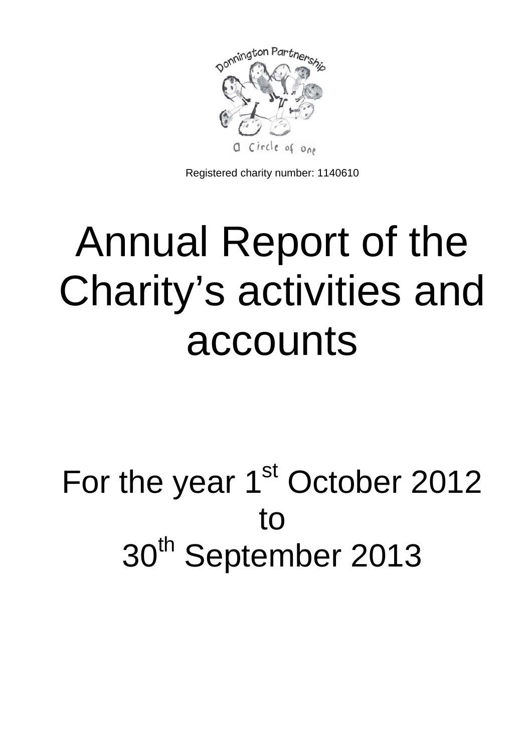Registered charity number: 1140610

# Annual Report of the Charity's activities and accounts

## For the year 1st October 2012 to 30th September 2013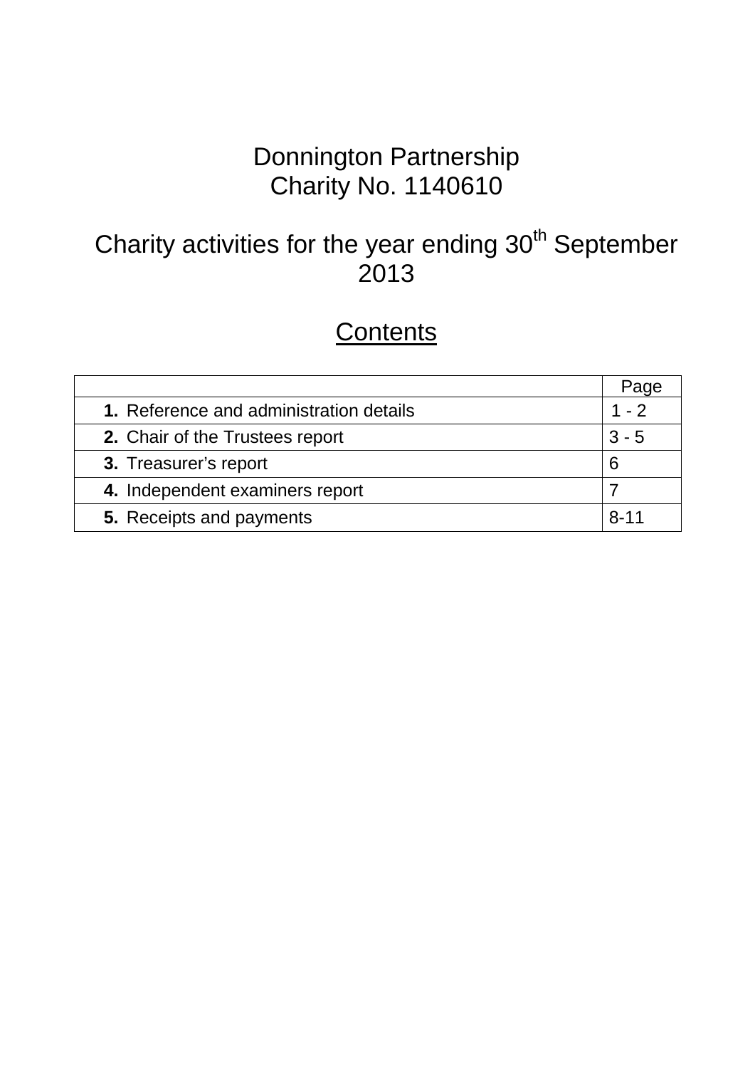# Donnington Partnership
# Charity No. 1140610

## Charity activities for the year ending 30th September 2013

## Contents

| | Page |
|---|---|
| **1.** Reference and administration details | 1 - 2 |
| **2.** Chair of the Trustees report | 3 - 5 |
| **3.** Treasurer's report | 6 |
| **4.** Independent examiners report | 7 |
| **5.** Receipts and payments | 8-11 |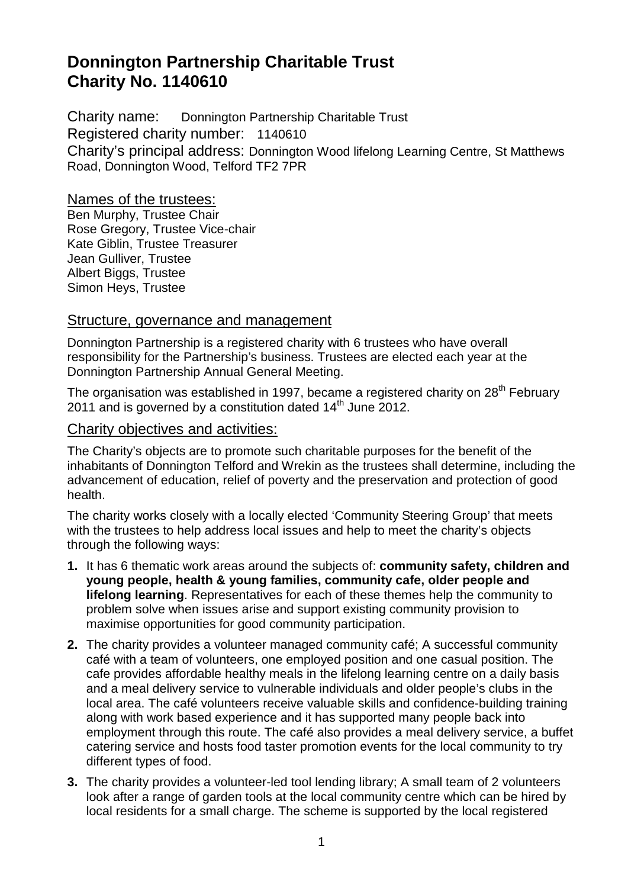# Donnington Partnership Charitable Trust
# Charity No. 1140610

Charity name: Donnington Partnership Charitable Trust
Registered charity number: 1140610
Charity's principal address: Donnington Wood lifelong Learning Centre, St Matthews Road, Donnington Wood, Telford TF2 7PR

## Names of the trustees:

Ben Murphy, Trustee Chair
Rose Gregory, Trustee Vice-chair
Kate Giblin, Trustee Treasurer
Jean Gulliver, Trustee
Albert Biggs, Trustee
Simon Heys, Trustee

## Structure, governance and management

Donnington Partnership is a registered charity with 6 trustees who have overall responsibility for the Partnership's business. Trustees are elected each year at the Donnington Partnership Annual General Meeting.

The organisation was established in 1997, became a registered charity on 28th February 2011 and is governed by a constitution dated 14th June 2012.

## Charity objectives and activities:

The Charity's objects are to promote such charitable purposes for the benefit of the inhabitants of Donnington Telford and Wrekin as the trustees shall determine, including the advancement of education, relief of poverty and the preservation and protection of good health.

The charity works closely with a locally elected 'Community Steering Group' that meets with the trustees to help address local issues and help to meet the charity's objects through the following ways:

1. It has 6 thematic work areas around the subjects of: **community safety, children and young people, health & young families, community cafe, older people and lifelong learning**. Representatives for each of these themes help the community to problem solve when issues arise and support existing community provision to maximise opportunities for good community participation.
2. The charity provides a volunteer managed community café; A successful community café with a team of volunteers, one employed position and one casual position. The cafe provides affordable healthy meals in the lifelong learning centre on a daily basis and a meal delivery service to vulnerable individuals and older people's clubs in the local area. The café volunteers receive valuable skills and confidence-building training along with work based experience and it has supported many people back into employment through this route. The café also provides a meal delivery service, a buffet catering service and hosts food taster promotion events for the local community to try different types of food.
3. The charity provides a volunteer-led tool lending library; A small team of 2 volunteers look after a range of garden tools at the local community centre which can be hired by local residents for a small charge. The scheme is supported by the local registered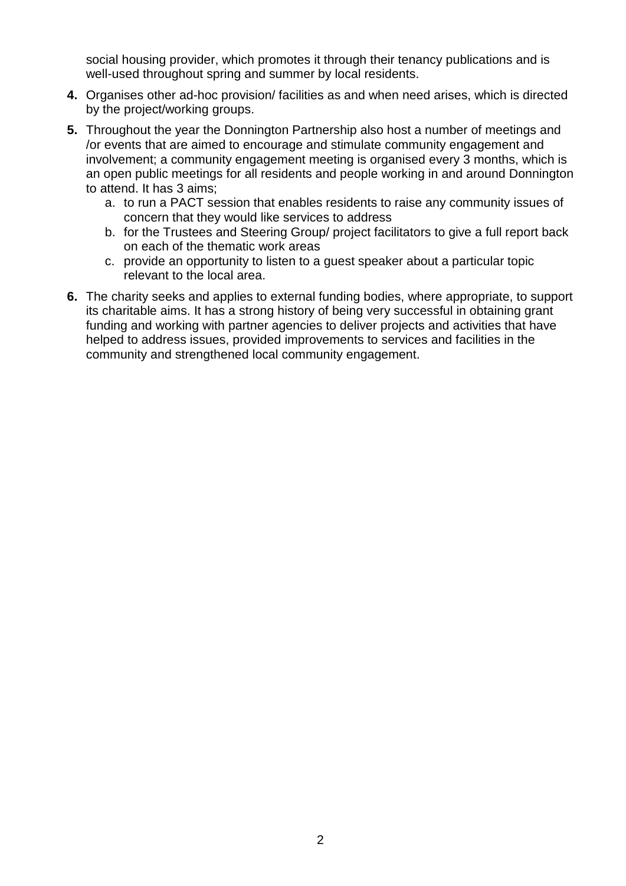social housing provider, which promotes it through their tenancy publications and is well-used throughout spring and summer by local residents.

**4.** Organises other ad-hoc provision/ facilities as and when need arises, which is directed by the project/working groups.

**5.** Throughout the year the Donnington Partnership also host a number of meetings and /or events that are aimed to encourage and stimulate community engagement and involvement; a community engagement meeting is organised every 3 months, which is an open public meetings for all residents and people working in and around Donnington to attend. It has 3 aims;

   a. to run a PACT session that enables residents to raise any community issues of concern that they would like services to address
   b. for the Trustees and Steering Group/ project facilitators to give a full report back on each of the thematic work areas
   c. provide an opportunity to listen to a guest speaker about a particular topic relevant to the local area.

**6.** The charity seeks and applies to external funding bodies, where appropriate, to support its charitable aims. It has a strong history of being very successful in obtaining grant funding and working with partner agencies to deliver projects and activities that have helped to address issues, provided improvements to services and facilities in the community and strengthened local community engagement.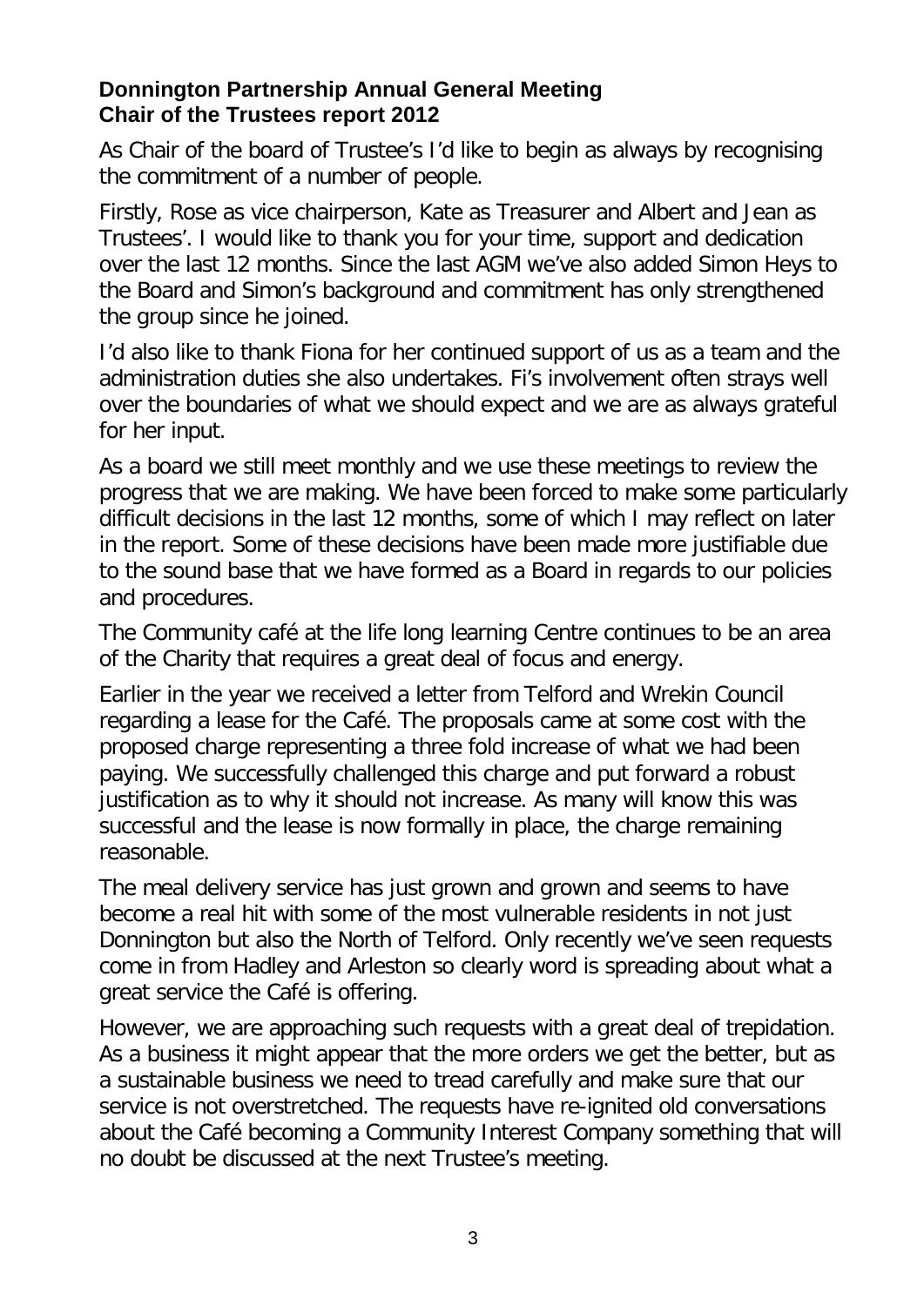**Donnington Partnership Annual General Meeting**
**Chair of the Trustees report 2012**

As Chair of the board of Trustee's I'd like to begin as always by recognising the commitment of a number of people.

Firstly, Rose as vice chairperson, Kate as Treasurer and Albert and Jean as Trustees'. I would like to thank you for your time, support and dedication over the last 12 months. Since the last AGM we've also added Simon Heys to the Board and Simon's background and commitment has only strengthened the group since he joined.

I'd also like to thank Fiona for her continued support of us as a team and the administration duties she also undertakes. Fi's involvement often strays well over the boundaries of what we should expect and we are as always grateful for her input.

As a board we still meet monthly and we use these meetings to review the progress that we are making. We have been forced to make some particularly difficult decisions in the last 12 months, some of which I may reflect on later in the report. Some of these decisions have been made more justifiable due to the sound base that we have formed as a Board in regards to our policies and procedures.

The Community café at the life long learning Centre continues to be an area of the Charity that requires a great deal of focus and energy.

Earlier in the year we received a letter from Telford and Wrekin Council regarding a lease for the Café. The proposals came at some cost with the proposed charge representing a three fold increase of what we had been paying. We successfully challenged this charge and put forward a robust justification as to why it should not increase. As many will know this was successful and the lease is now formally in place, the charge remaining reasonable.

The meal delivery service has just grown and grown and seems to have become a real hit with some of the most vulnerable residents in not just Donnington but also the North of Telford. Only recently we've seen requests come in from Hadley and Arleston so clearly word is spreading about what a great service the Café is offering.

However, we are approaching such requests with a great deal of trepidation. As a business it might appear that the more orders we get the better, but as a sustainable business we need to tread carefully and make sure that our service is not overstretched. The requests have re-ignited old conversations about the Café becoming a Community Interest Company something that will no doubt be discussed at the next Trustee's meeting.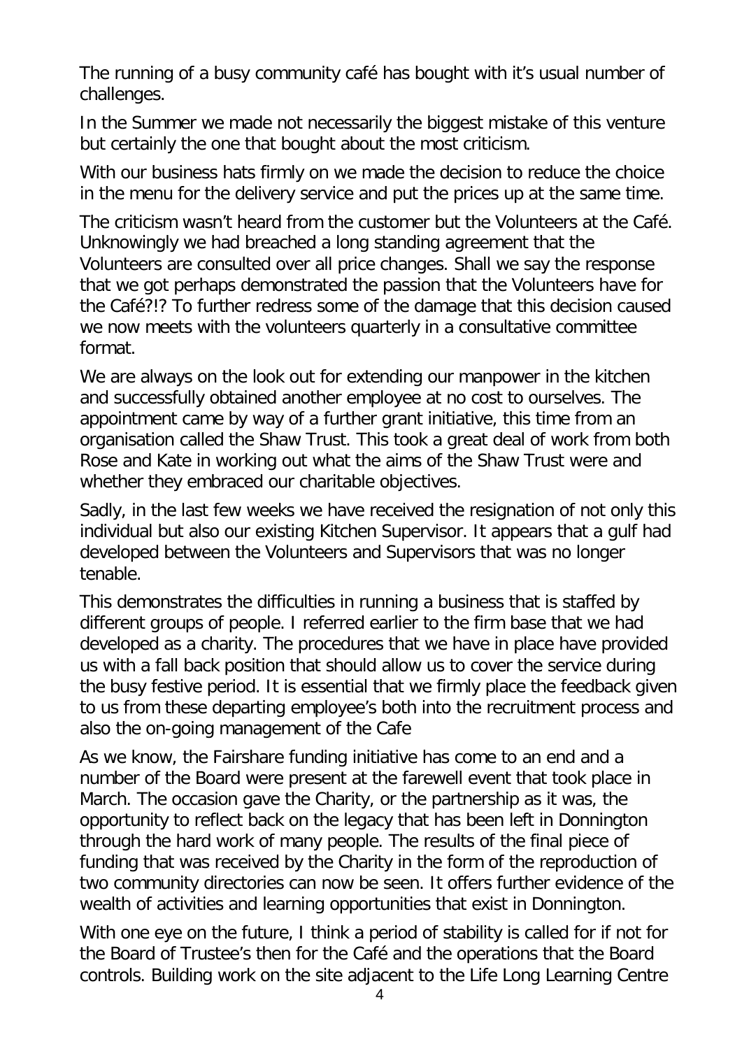The running of a busy community café has bought with it's usual number of challenges.

In the Summer we made not necessarily the biggest mistake of this venture but certainly the one that bought about the most criticism.

With our business hats firmly on we made the decision to reduce the choice in the menu for the delivery service and put the prices up at the same time.

The criticism wasn't heard from the customer but the Volunteers at the Café. Unknowingly we had breached a long standing agreement that the Volunteers are consulted over all price changes. Shall we say the response that we got perhaps demonstrated the passion that the Volunteers have for the Café?!? To further redress some of the damage that this decision caused we now meets with the volunteers quarterly in a consultative committee format.

We are always on the look out for extending our manpower in the kitchen and successfully obtained another employee at no cost to ourselves. The appointment came by way of a further grant initiative, this time from an organisation called the Shaw Trust. This took a great deal of work from both Rose and Kate in working out what the aims of the Shaw Trust were and whether they embraced our charitable objectives.

Sadly, in the last few weeks we have received the resignation of not only this individual but also our existing Kitchen Supervisor. It appears that a gulf had developed between the Volunteers and Supervisors that was no longer tenable.

This demonstrates the difficulties in running a business that is staffed by different groups of people. I referred earlier to the firm base that we had developed as a charity. The procedures that we have in place have provided us with a fall back position that should allow us to cover the service during the busy festive period. It is essential that we firmly place the feedback given to us from these departing employee's both into the recruitment process and also the on-going management of the Cafe

As we know, the Fairshare funding initiative has come to an end and a number of the Board were present at the farewell event that took place in March. The occasion gave the Charity, or the partnership as it was, the opportunity to reflect back on the legacy that has been left in Donnington through the hard work of many people. The results of the final piece of funding that was received by the Charity in the form of the reproduction of two community directories can now be seen. It offers further evidence of the wealth of activities and learning opportunities that exist in Donnington.

With one eye on the future, I think a period of stability is called for if not for the Board of Trustee's then for the Café and the operations that the Board controls. Building work on the site adjacent to the Life Long Learning Centre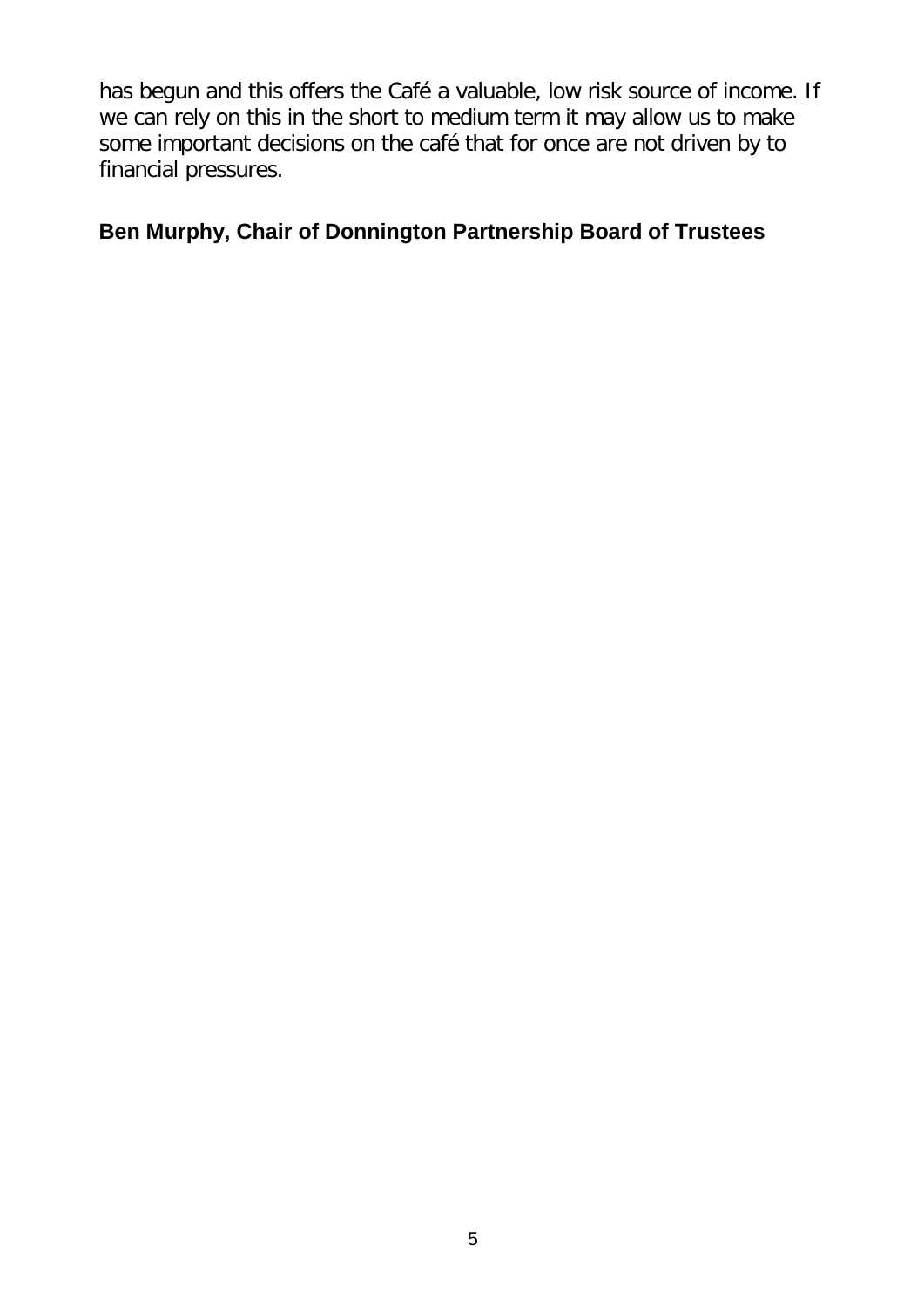has begun and this offers the Café a valuable, low risk source of income. If we can rely on this in the short to medium term it may allow us to make some important decisions on the café that for once are not driven by to financial pressures.

**Ben Murphy, Chair of Donnington Partnership Board of Trustees**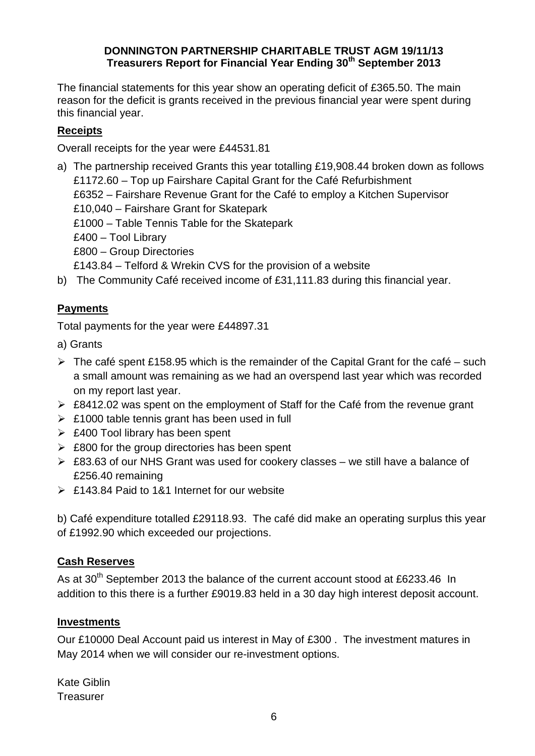**DONNINGTON PARTNERSHIP CHARITABLE TRUST AGM 19/11/13**
**Treasurers Report for Financial Year Ending 30th September 2013**

The financial statements for this year show an operating deficit of £365.50. The main reason for the deficit is grants received in the previous financial year were spent during this financial year.

## Receipts

Overall receipts for the year were £44531.81

a) The partnership received Grants this year totalling £19,908.44 broken down as follows
   £1172.60 – Top up Fairshare Capital Grant for the Café Refurbishment
   £6352 – Fairshare Revenue Grant for the Café to employ a Kitchen Supervisor
   £10,040 – Fairshare Grant for Skatepark
   £1000 – Table Tennis Table for the Skatepark
   £400 – Tool Library
   £800 – Group Directories
   £143.84 – Telford & Wrekin CVS for the provision of a website
b) The Community Café received income of £31,111.83 during this financial year.

## Payments

Total payments for the year were £44897.31

a) Grants

- The café spent £158.95 which is the remainder of the Capital Grant for the café – such a small amount was remaining as we had an overspend last year which was recorded on my report last year.
- £8412.02 was spent on the employment of Staff for the Café from the revenue grant
- £1000 table tennis grant has been used in full
- £400 Tool library has been spent
- £800 for the group directories has been spent
- £83.63 of our NHS Grant was used for cookery classes – we still have a balance of £256.40 remaining
- £143.84 Paid to 1&1 Internet for our website

b) Café expenditure totalled £29118.93. The café did make an operating surplus this year of £1992.90 which exceeded our projections.

## Cash Reserves

As at 30th September 2013 the balance of the current account stood at £6233.46 In addition to this there is a further £9019.83 held in a 30 day high interest deposit account.

## Investments

Our £10000 Deal Account paid us interest in May of £300 . The investment matures in May 2014 when we will consider our re-investment options.

Kate Giblin
Treasurer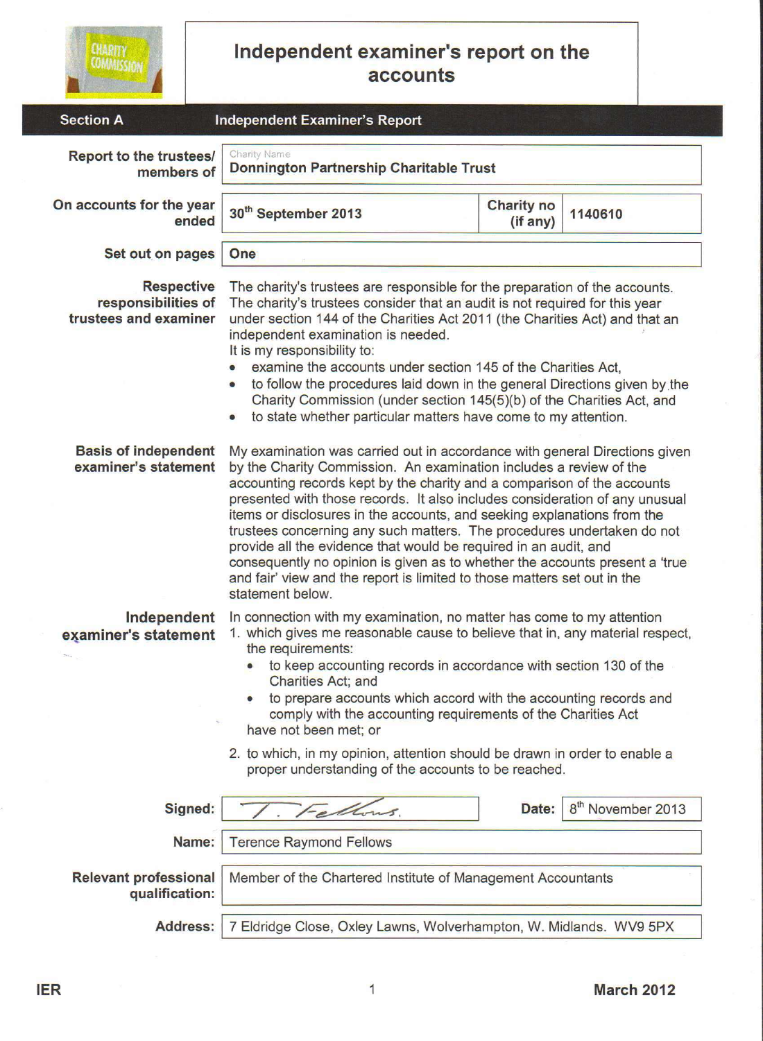# Independent examiner's report on the accounts

## Section A — Independent Examiner's Report

**Report to the trustees/ members of**
Charity Name
**Donnington Partnership Charitable Trust**

**On accounts for the year ended** 30th September 2013

**Charity no (if any)** 1140610

**Set out on pages** One

**Respective responsibilities of trustees and examiner**

The charity's trustees are responsible for the preparation of the accounts. The charity's trustees consider that an audit is not required for this year under section 144 of the Charities Act 2011 (the Charities Act) and that an independent examination is needed.

It is my responsibility to:

- examine the accounts under section 145 of the Charities Act,
- to follow the procedures laid down in the general Directions given by the Charity Commission (under section 145(5)(b) of the Charities Act, and
- to state whether particular matters have come to my attention.

**Basis of independent examiner's statement**

My examination was carried out in accordance with general Directions given by the Charity Commission. An examination includes a review of the accounting records kept by the charity and a comparison of the accounts presented with those records. It also includes consideration of any unusual items or disclosures in the accounts, and seeking explanations from the trustees concerning any such matters. The procedures undertaken do not provide all the evidence that would be required in an audit, and consequently no opinion is given as to whether the accounts present a 'true and fair' view and the report is limited to those matters set out in the statement below.

**Independent examiner's statement**

In connection with my examination, no matter has come to my attention

1. which gives me reasonable cause to believe that in, any material respect, the requirements:
   - to keep accounting records in accordance with section 130 of the Charities Act; and
   - to prepare accounts which accord with the accounting records and comply with the accounting requirements of the Charities Act

   have not been met; or
2. to which, in my opinion, attention should be drawn in order to enable a proper understanding of the accounts to be reached.

**Signed:** T. Fellows. **Date:** 8th November 2013

**Name:** Terence Raymond Fellows

**Relevant professional qualification:** Member of the Chartered Institute of Management Accountants

**Address:** 7 Eldridge Close, Oxley Lawns, Wolverhampton, W. Midlands. WV9 5PX

IER — March 2012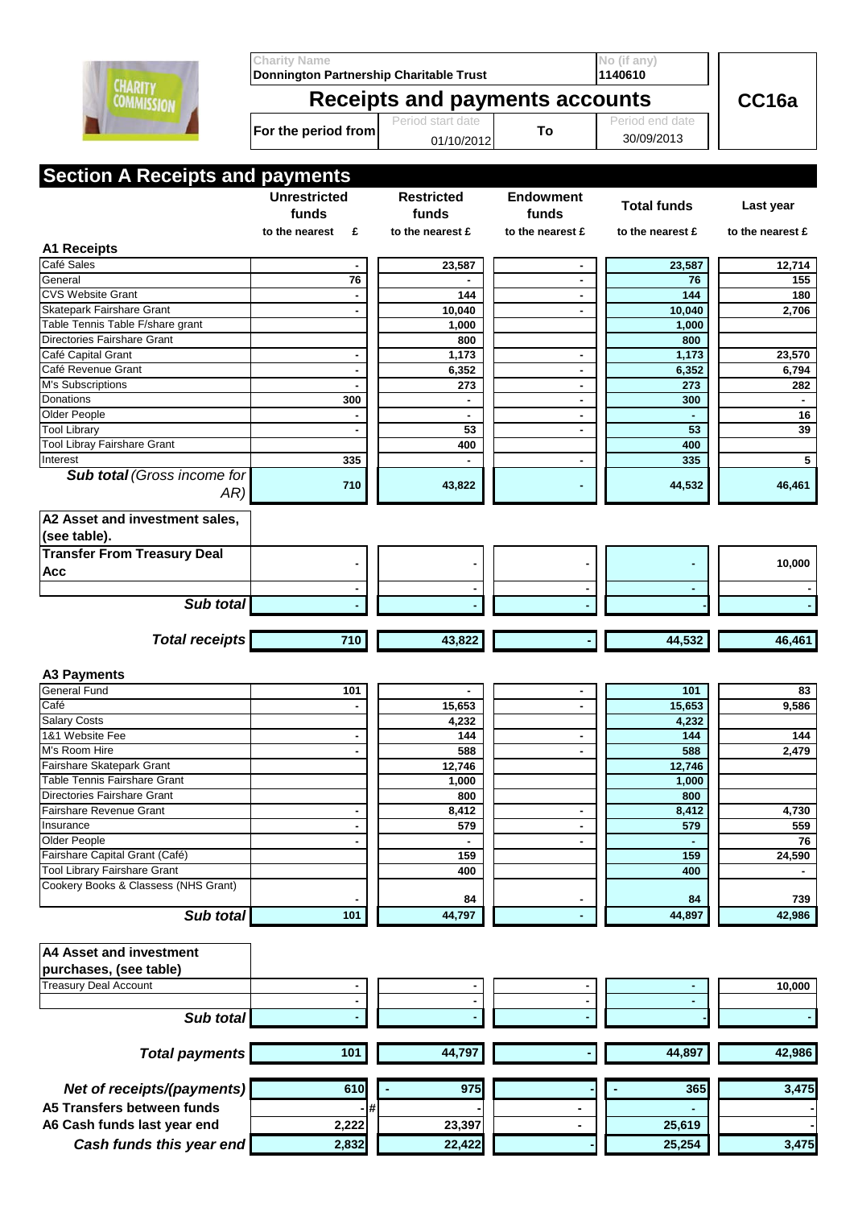| Charity Name | No (if any) | |
|---|---|---|
| Donnington Partnership Charitable Trust | 1140610 | |

# Receipts and payments accounts

**CC16a**

| For the period from | Period start date | To | Period end date |
|---|---|---|---|
| | 01/10/2012 | | 30/09/2013 |

## Section A Receipts and payments

| | Unrestricted funds | Restricted funds | Endowment funds | Total funds | Last year |
|---|---|---|---|---|---|
| | to the nearest £ | to the nearest £ | to the nearest £ | to the nearest £ | to the nearest £ |
| **A1 Receipts** | | | | | |
| Café Sales | - | 23,587 | - | 23,587 | 12,714 |
| General | 76 | - | - | 76 | 155 |
| CVS Website Grant | - | 144 | - | 144 | 180 |
| Skatepark Fairshare Grant | - | 10,040 | - | 10,040 | 2,706 |
| Table Tennis Table F/share grant | | 1,000 | | 1,000 | |
| Directories Fairshare Grant | | 800 | | 800 | |
| Café Capital Grant | - | 1,173 | - | 1,173 | 23,570 |
| Café Revenue Grant | - | 6,352 | - | 6,352 | 6,794 |
| M's Subscriptions | - | 273 | - | 273 | 282 |
| Donations | 300 | - | - | 300 | - |
| Older People | - | - | - | - | 16 |
| Tool Library | - | 53 | - | 53 | 39 |
| Tool Libray Fairshare Grant | | 400 | | 400 | |
| Interest | 335 | - | - | 335 | 5 |
| ***Sub total** (Gross income for AR)* | 710 | 43,822 | - | 44,532 | 46,461 |
| **A2 Asset and investment sales, (see table).** | | | | | |
| **Transfer From Treasury Deal Acc** | - | - | - | - | 10,000 |
| | - | - | - | - | - |
| ***Sub total*** | - | - | - | - | - |
| ***Total receipts*** | 710 | 43,822 | - | 44,532 | 46,461 |
| **A3 Payments** | | | | | |
| General Fund | 101 | - | - | 101 | 83 |
| Café | - | 15,653 | - | 15,653 | 9,586 |
| Salary Costs | | 4,232 | | 4,232 | |
| 1&1 Website Fee | - | 144 | - | 144 | 144 |
| M's Room Hire | - | 588 | - | 588 | 2,479 |
| Fairshare Skatepark Grant | | 12,746 | | 12,746 | |
| Table Tennis Fairshare Grant | | 1,000 | | 1,000 | |
| Directories Fairshare Grant | | 800 | | 800 | |
| Fairshare Revenue Grant | - | 8,412 | - | 8,412 | 4,730 |
| Insurance | - | 579 | - | 579 | 559 |
| Older People | - | - | - | - | 76 |
| Fairshare Capital Grant (Café) | | 159 | | 159 | 24,590 |
| Tool Library Fairshare Grant | | 400 | | 400 | - |
| Cookery Books & Classess (NHS Grant) | - | 84 | - | 84 | 739 |
| ***Sub total*** | 101 | 44,797 | - | 44,897 | 42,986 |
| **A4 Asset and investment purchases, (see table)** | | | | | |
| Treasury Deal Account | - | - | - | - | 10,000 |
| | - | - | - | - | |
| ***Sub total*** | - | - | - | - | - |
| ***Total payments*** | 101 | 44,797 | - | 44,897 | 42,986 |
| ***Net of receipts/(payments)*** | 610 | - 975 | - | - 365 | 3,475 |
| **A5 Transfers between funds** | - # | | - | - | - |
| **A6 Cash funds last year end** | 2,222 | 23,397 | - | 25,619 | - |
| ***Cash funds this year end*** | 2,832 | 22,422 | - | 25,254 | 3,475 |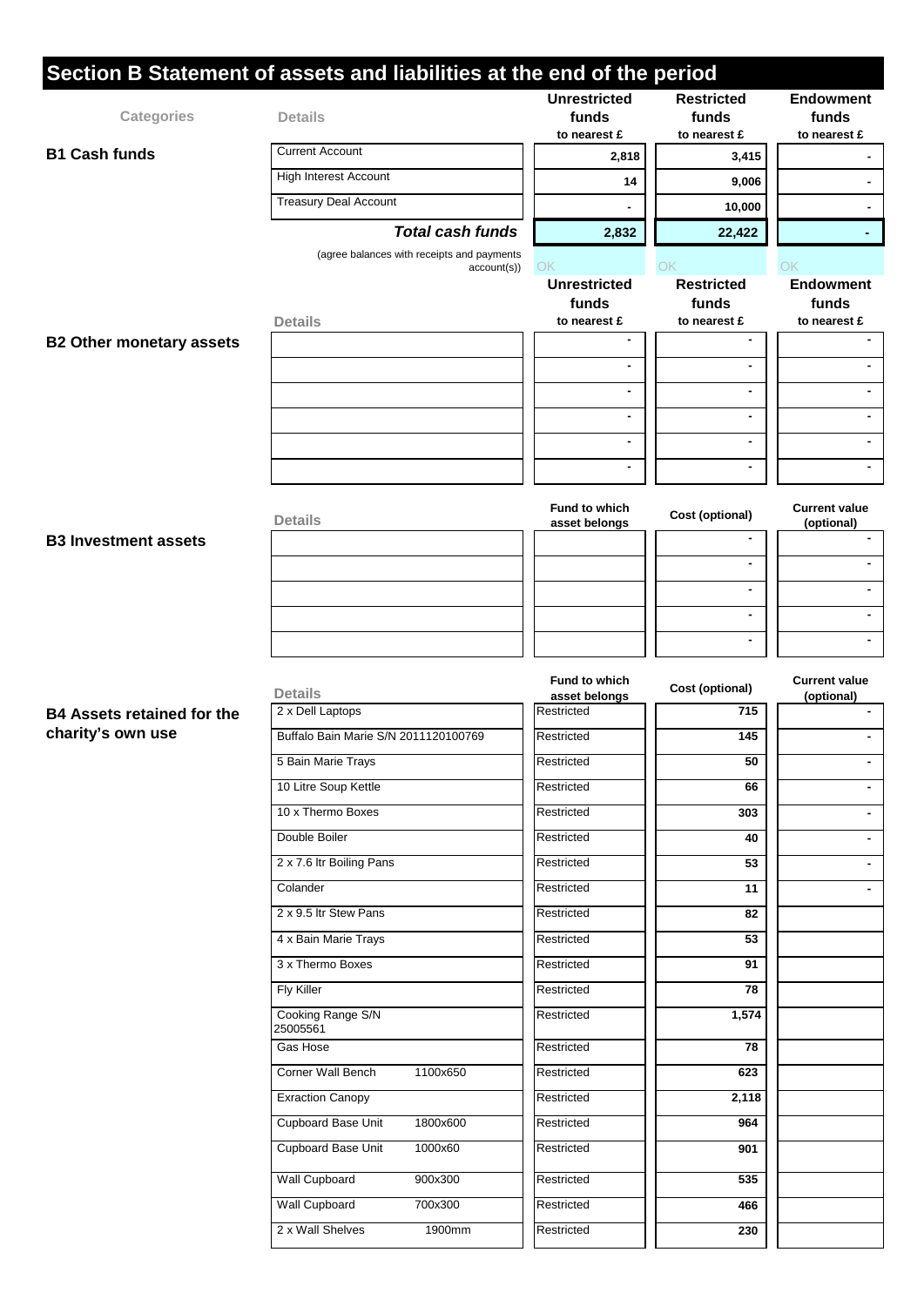## Section B Statement of assets and liabilities at the end of the period

| Categories | Details | Unrestricted funds to nearest £ | Restricted funds to nearest £ | Endowment funds to nearest £ |
|---|---|---|---|---|
| **B1 Cash funds** | Current Account | 2,818 | 3,415 | - |
| | High Interest Account | 14 | 9,006 | - |
| | Treasury Deal Account | - | 10,000 | - |
| | ***Total cash funds*** | 2,832 | 22,422 | - |
| | (agree balances with receipts and payments account(s)) | OK | OK | OK |

| | Details | Unrestricted funds to nearest £ | Restricted funds to nearest £ | Endowment funds to nearest £ |
|---|---|---|---|---|
| **B2 Other monetary assets** | | - | - | - |
| | | - | - | - |
| | | - | - | - |
| | | - | - | - |
| | | - | - | - |
| | | - | - | - |

| | Details | Fund to which asset belongs | Cost (optional) | Current value (optional) |
|---|---|---|---|---|
| **B3 Investment assets** | | | - | - |
| | | | - | - |
| | | | - | - |
| | | | - | - |
| | | | - | - |

| | Details | Fund to which asset belongs | Cost (optional) | Current value (optional) |
|---|---|---|---|---|
| **B4 Assets retained for the charity's own use** | 2 x Dell Laptops | Restricted | 715 | - |
| | Buffalo Bain Marie S/N 2011120100769 | Restricted | 145 | - |
| | 5 Bain Marie Trays | Restricted | 50 | - |
| | 10 Litre Soup Kettle | Restricted | 66 | - |
| | 10 x Thermo Boxes | Restricted | 303 | - |
| | Double Boiler | Restricted | 40 | - |
| | 2 x 7.6 ltr Boiling Pans | Restricted | 53 | - |
| | Colander | Restricted | 11 | - |
| | 2 x 9.5 ltr Stew Pans | Restricted | 82 | |
| | 4 x Bain Marie Trays | Restricted | 53 | |
| | 3 x Thermo Boxes | Restricted | 91 | |
| | Fly Killer | Restricted | 78 | |
| | Cooking Range S/N 25005561 | Restricted | 1,574 | |
| | Gas Hose | Restricted | 78 | |
| | Corner Wall Bench 1100x650 | Restricted | 623 | |
| | Exraction Canopy | Restricted | 2,118 | |
| | Cupboard Base Unit 1800x600 | Restricted | 964 | |
| | Cupboard Base Unit 1000x60 | Restricted | 901 | |
| | Wall Cupboard 900x300 | Restricted | 535 | |
| | Wall Cupboard 700x300 | Restricted | 466 | |
| | 2 x Wall Shelves 1900mm | Restricted | 230 | |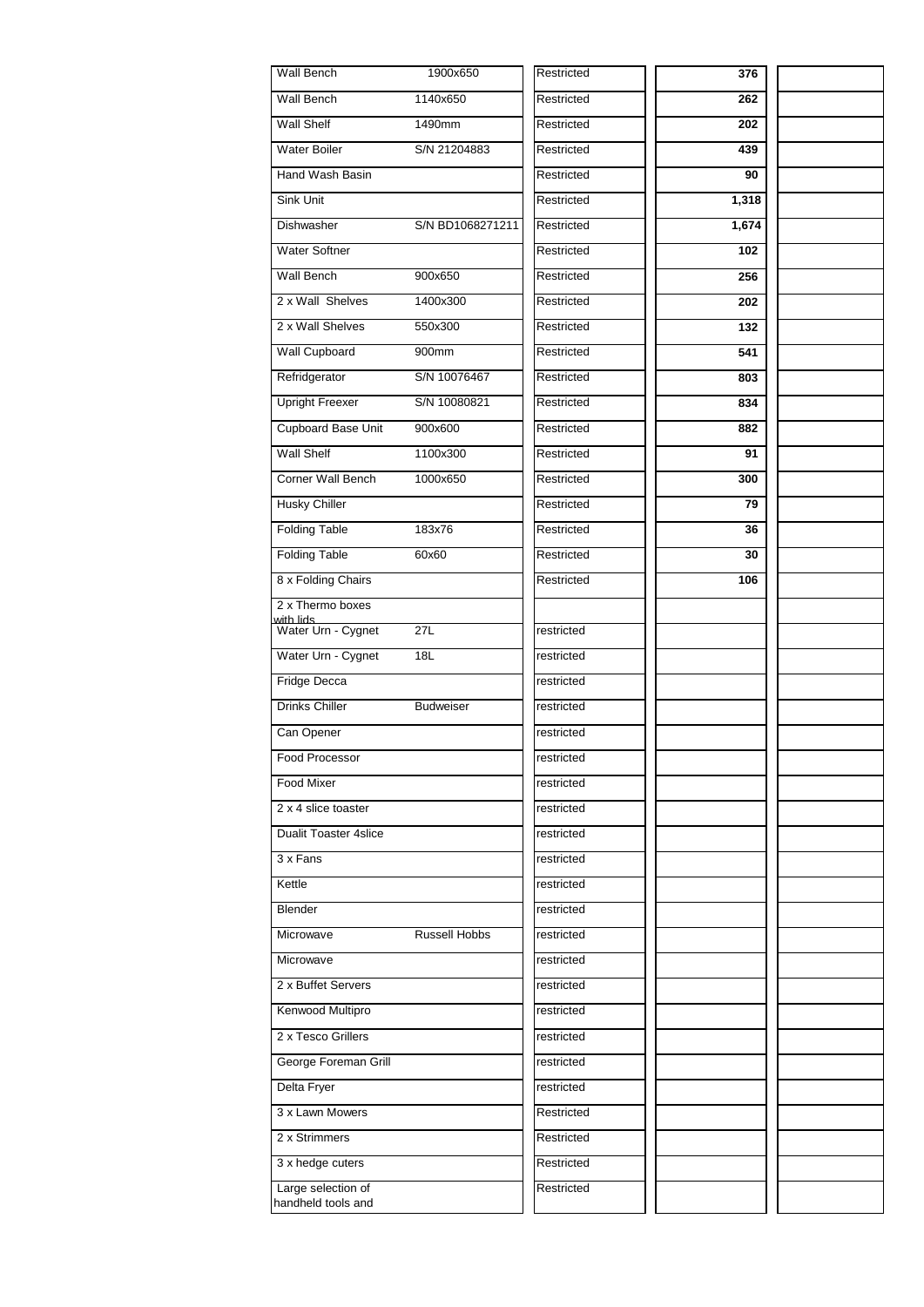| | | | | |
|---|---|---|---|---|
| Wall Bench | 1900x650 | Restricted | 376 | |
| Wall Bench | 1140x650 | Restricted | 262 | |
| Wall Shelf | 1490mm | Restricted | 202 | |
| Water Boiler | S/N 21204883 | Restricted | 439 | |
| Hand Wash Basin | | Restricted | 90 | |
| Sink Unit | | Restricted | 1,318 | |
| Dishwasher | S/N BD1068271211 | Restricted | 1,674 | |
| Water Softner | | Restricted | 102 | |
| Wall Bench | 900x650 | Restricted | 256 | |
| 2 x Wall Shelves | 1400x300 | Restricted | 202 | |
| 2 x Wall Shelves | 550x300 | Restricted | 132 | |
| Wall Cupboard | 900mm | Restricted | 541 | |
| Refridgerator | S/N 10076467 | Restricted | 803 | |
| Upright Freexer | S/N 10080821 | Restricted | 834 | |
| Cupboard Base Unit | 900x600 | Restricted | 882 | |
| Wall Shelf | 1100x300 | Restricted | 91 | |
| Corner Wall Bench | 1000x650 | Restricted | 300 | |
| Husky Chiller | | Restricted | 79 | |
| Folding Table | 183x76 | Restricted | 36 | |
| Folding Table | 60x60 | Restricted | 30 | |
| 8 x Folding Chairs | | Restricted | 106 | |
| 2 x Thermo boxes with lids | | | | |
| Water Urn - Cygnet | 27L | restricted | | |
| Water Urn - Cygnet | 18L | restricted | | |
| Fridge Decca | | restricted | | |
| Drinks Chiller | Budweiser | restricted | | |
| Can Opener | | restricted | | |
| Food Processor | | restricted | | |
| Food Mixer | | restricted | | |
| 2 x 4 slice toaster | | restricted | | |
| Dualit Toaster 4slice | | restricted | | |
| 3 x Fans | | restricted | | |
| Kettle | | restricted | | |
| Blender | | restricted | | |
| Microwave | Russell Hobbs | restricted | | |
| Microwave | | restricted | | |
| 2 x Buffet Servers | | restricted | | |
| Kenwood Multipro | | restricted | | |
| 2 x Tesco Grillers | | restricted | | |
| George Foreman Grill | | restricted | | |
| Delta Fryer | | restricted | | |
| 3 x Lawn Mowers | | Restricted | | |
| 2 x Strimmers | | Restricted | | |
| 3 x hedge cuters | | Restricted | | |
| Large selection of handheld tools and | | Restricted | | |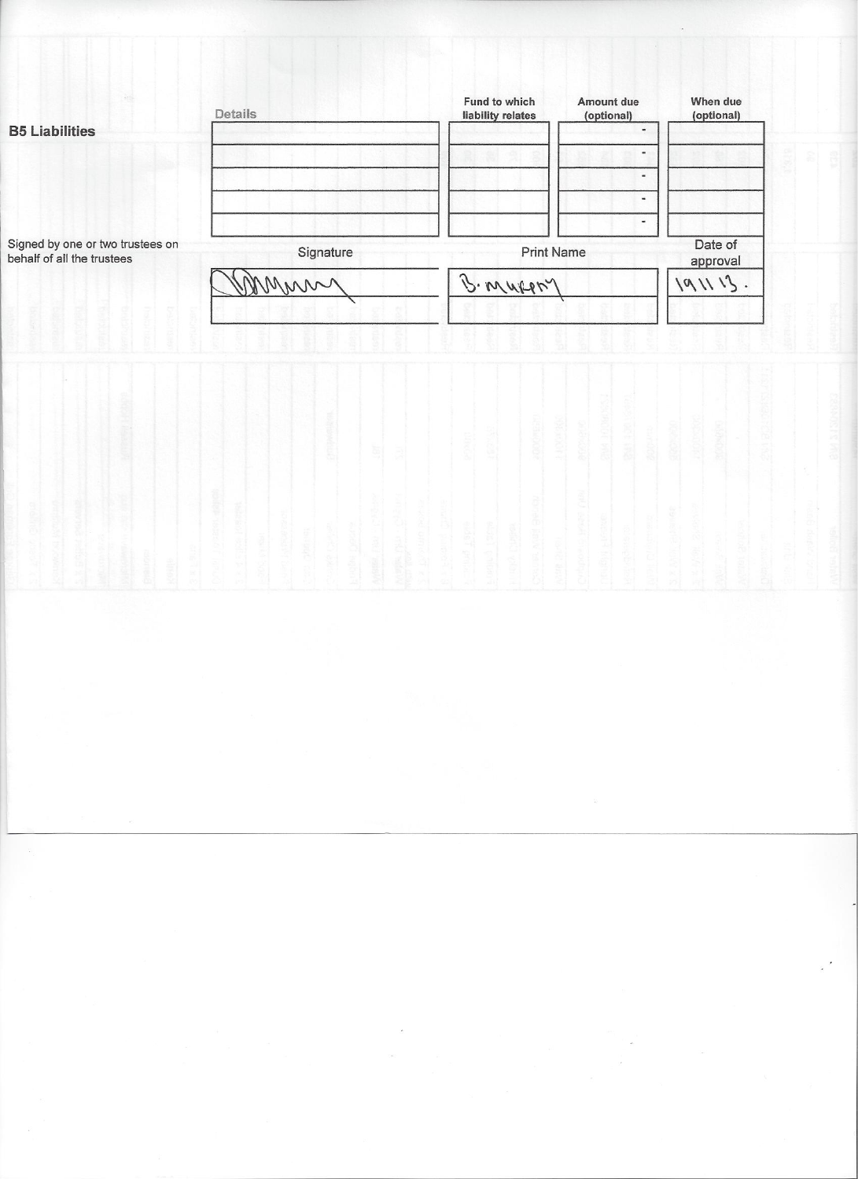## B5 Liabilities

| Details | Fund to which liability relates | Amount due (optional) | When due (optional) |
|---|---|---|---|
| | | - | |
| | | - | |
| | | - | |
| | | - | |
| | | - | |

Signed by one or two trustees on behalf of all the trustees

| Signature | Print Name | Date of approval |
|---|---|---|
| [signature] | B. Murphy | 19/11/13. |
| | | |